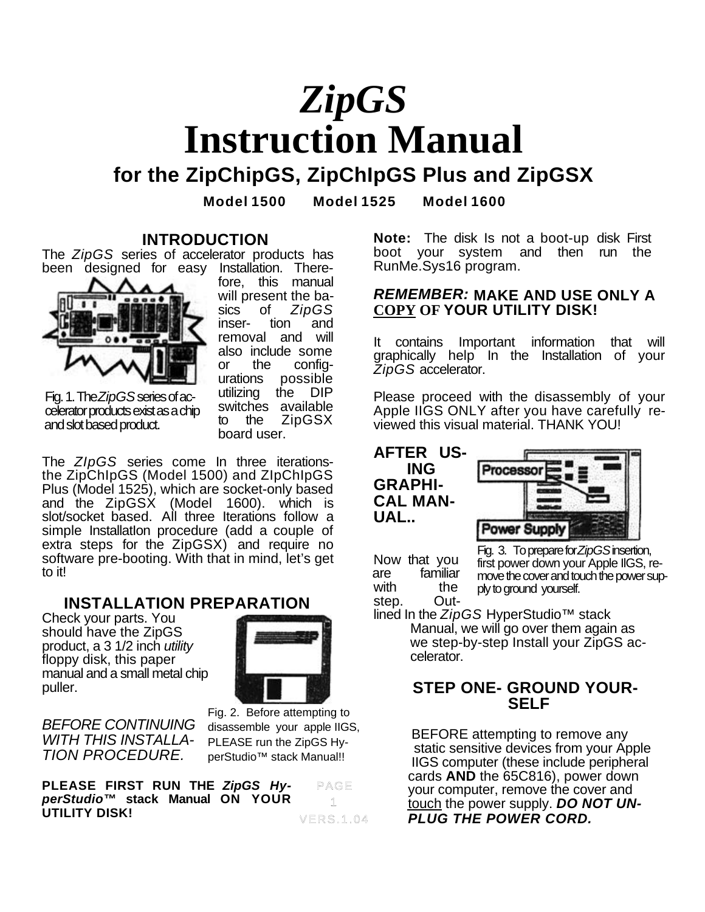# *ZipGS* Instruction Manual

## for the ZipChipGS, ZipChIpGS Plus and ZipGSX

**Model 1500 Model 1525 Model 1600**

### INTRODUCTION

The *ZipGS* series of accelerator products has been designed for easy Installation. Therefore, this manual will present the basics of *ZipGS* insertion and removal and will also include some or the configurations possible utilizing the DIP switches available to the ZipGSX board user.

Fig. 1. The *ZipGS* series of accelerator products exist as a chip and slot based product.

The *ZIpGS* series come In three iterations- the ZipChIpGS (Model 1500) and ZIpChIpGS Plus (Model 1525), which are socket-only based and the ZipGSX (Model 1600). which is slot/socket based. All three Iterations follow a simple Installatlon procedure (add a couple of extra steps for the ZipGSX) and require no software pre-booting. With that in mind, let's get to it!

### INSTALLATION PREPARATION

Check your parts. You should have the ZipGS product, a 3 1/2 inch *utility* floppy disk, this paper manual and a small metal chip puller.

*BEFORE CONTINUING WITH THIS INSTALLATION PROCEDURE.*

Fig. 2. Before attempting to disassemble your apple IIGS, PLEASE run the ZipGS HyperStudio™ stack Manual!!

**PLEASE FIRST RUN THE *ZipGS HyperStudio™* stack Manual ON YOUR UTILITY DISK!**

**Note:** The disk Is not a boot-up disk First boot your system and then run the RunMe.Sys16 program.

***REMEMBER:*** **MAKE AND USE ONLY A <u>COPY</u> OF YOUR UTILITY DISK!**

It contains Important information that will graphically help In the Installation of your *ZipGS* accelerator.

Please proceed with the disassembly of your Apple IIGS ONLY after you have carefully reviewed this visual material. THANK YOU!

**AFTER USING GRAPHICAL MANUAL..**

Fig. 3. To prepare for *ZipGS* insertion, first power down your Apple IIGS, remove the cover and touch the power supply to ground yourself.

Now that you are familiar with the step. Outlined In the *ZipGS* HyperStudio™ stack Manual, we will go over them again as we step-by-step Install your ZipGS accelerator.

### STEP ONE- GROUND YOURSELF

BEFORE attempting to remove any static sensitive devices from your Apple IIGS computer (these include peripheral cards **AND** the 65C816), power down your computer, remove the cover and <u>touch</u> the power supply. ***DO NOT UNPLUG THE POWER CORD.***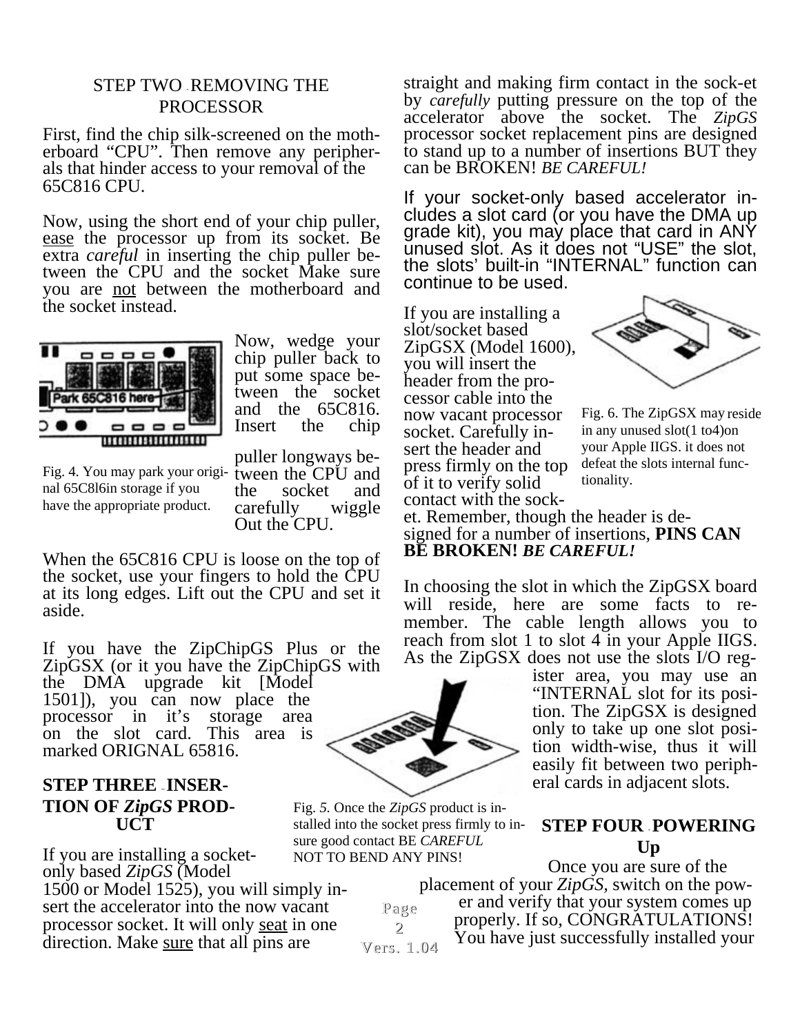## STEP TWO - REMOVING THE PROCESSOR

First, find the chip silk-screened on the motherboard “CPU”. Then remove any peripherals that hinder access to your removal of the 65C816 CPU.

Now, using the short end of your chip puller, ease the processor up from its socket. Be extra *careful* in inserting the chip puller between the CPU and the socket Make sure you are not between the motherboard and the socket instead.

Now, wedge your chip puller back to put some space between the socket and the 65C816. Insert the chip puller longways between the CPU and the socket and carefully wiggle Out the CPU.

Fig. 4. You may park your original 65C8l6in storage if you have the appropriate product.

When the 65C816 CPU is loose on the top of the socket, use your fingers to hold the CPU at its long edges. Lift out the CPU and set it aside.

If you have the ZipChipGS Plus or the ZipGSX (or it you have the ZipChipGS with the DMA upgrade kit [Model 1501]), you can now place the processor in it’s storage area on the slot card. This area is marked ORIGNAL 65816.

## STEP THREE - INSERTION OF *ZipGS* PRODUCT

If you are installing a socket-only based *ZipGS* (Model 1500 or Model 1525), you will simply insert the accelerator into the now vacant processor socket. It will only seat in one direction. Make sure that all pins are straight and making firm contact in the sock-et by *carefully* putting pressure on the top of the accelerator above the socket. The *ZipGS* processor socket replacement pins are designed to stand up to a number of insertions BUT they can be BROKEN! *BE CAREFUL!*

Fig. *5*. Once the *ZipGS* product is installed into the socket press firmly to insure good contact BE *CAREFUL* NOT TO BEND ANY PINS!

If your socket-only based accelerator includes a slot card (or you have the DMA up grade kit), you may place that card in ANY unused slot. As it does not “USE” the slot, the slots’ built-in “INTERNAL” function can continue to be used.

If you are installing a slot/socket based ZipGSX (Model 1600), you will insert the header from the processor cable into the now vacant processor socket. Carefully insert the header and press firmly on the top of it to verify solid contact with the socket. Remember, though the header is designed for a number of insertions, **PINS CAN BE BROKEN!** ***BE CAREFUL!***

Fig. 6. The ZipGSX may reside in any unused slot(1 to4)on your Apple IIGS. it does not defeat the slots internal functionality.

In choosing the slot in which the ZipGSX board will reside, here are some facts to remember. The cable length allows you to reach from slot 1 to slot 4 in your Apple IIGS. As the ZipGSX does not use the slots I/O register area, you may use an “INTERNAL slot for its position. The ZipGSX is designed only to take up one slot position width-wise, thus it will easily fit between two peripheral cards in adjacent slots.

## STEP FOUR - POWERING Up

Once you are sure of the placement of your *ZipGS,* switch on the power and verify that your system comes up properly. If so, CONGRATULATIONS! You have just successfully installed your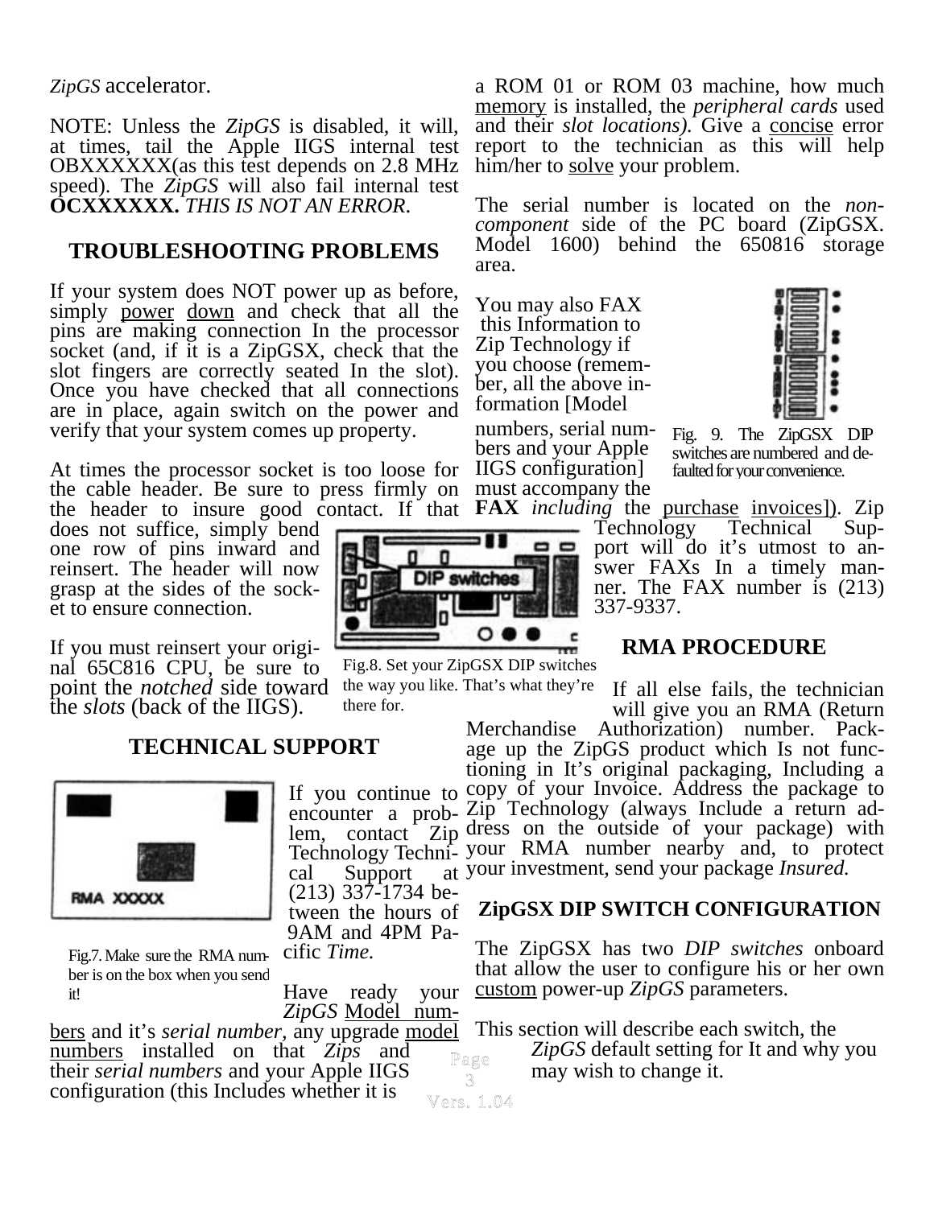*ZipGS* accelerator.

NOTE: Unless the *ZipGS* is disabled, it will, at times, tail the Apple IIGS internal test OBXXXXXX(as this test depends on 2.8 MHz speed). The *ZipGS* will also fail internal test **OCXXXXXX.** *THIS IS NOT AN ERROR.*

## TROUBLESHOOTING PROBLEMS

If your system does NOT power up as before, simply power down and check that all the pins are making connection In the processor socket (and, if it is a ZipGSX, check that the slot fingers are correctly seated In the slot). Once you have checked that all connections are in place, again switch on the power and verify that your system comes up property.

At times the processor socket is too loose for the cable header. Be sure to press firmly on the header to insure good contact. If that does not suffice, simply bend one row of pins inward and reinsert. The header will now grasp at the sides of the socket to ensure connection.

Fig.8. Set your ZipGSX DIP switches the way you like. That's what they're there for.

If you must reinsert your original 65C816 CPU, be sure to point the *notched* side toward the *slots* (back of the IIGS).

## TECHNICAL SUPPORT

Fig.7. Make sure the RMA number is on the box when you send it!

If you continue to encounter a problem, contact Zip Technology Technical Support at (213) 337-1734 between the hours of 9AM and 4PM Pacific *Time.*

Have ready your *ZipGS* Model numbers and it's *serial number*, any upgrade model numbers installed on that *Zips* and their *serial numbers* and your Apple IIGS configuration (this Includes whether it is a ROM 01 or ROM 03 machine, how much memory is installed, the *peripheral cards* used and their *slot locations).* Give a concise error report to the technician as this will help him/her to solve your problem.

The serial number is located on the *non-component* side of the PC board (ZipGSX. Model 1600) behind the 650816 storage area.

You may also FAX this Information to Zip Technology if you choose (remember, all the above information [Model numbers, serial numbers and your Apple IIGS configuration] must accompany the **FAX** *including* the purchase invoices]). Zip Technology Technical Support will do it's utmost to answer FAXs In a timely manner. The FAX number is (213) 337-9337.

Fig. 9. The ZipGSX DIP switches are numbered and defaulted for your convenience.

## RMA PROCEDURE

If all else fails, the technician will give you an RMA (Return Merchandise Authorization) number. Package up the ZipGS product which Is not functioning in It's original packaging, Including a copy of your Invoice. Address the package to Zip Technology (always Include a return address on the outside of your package) with your RMA number nearby and, to protect your investment, send your package *Insured.*

## ZipGSX DIP SWITCH CONFIGURATION

The ZipGSX has two *DIP switches* onboard that allow the user to configure his or her own custom power-up *ZipGS* parameters.

This section will describe each switch, the *ZipGS* default setting for It and why you may wish to change it.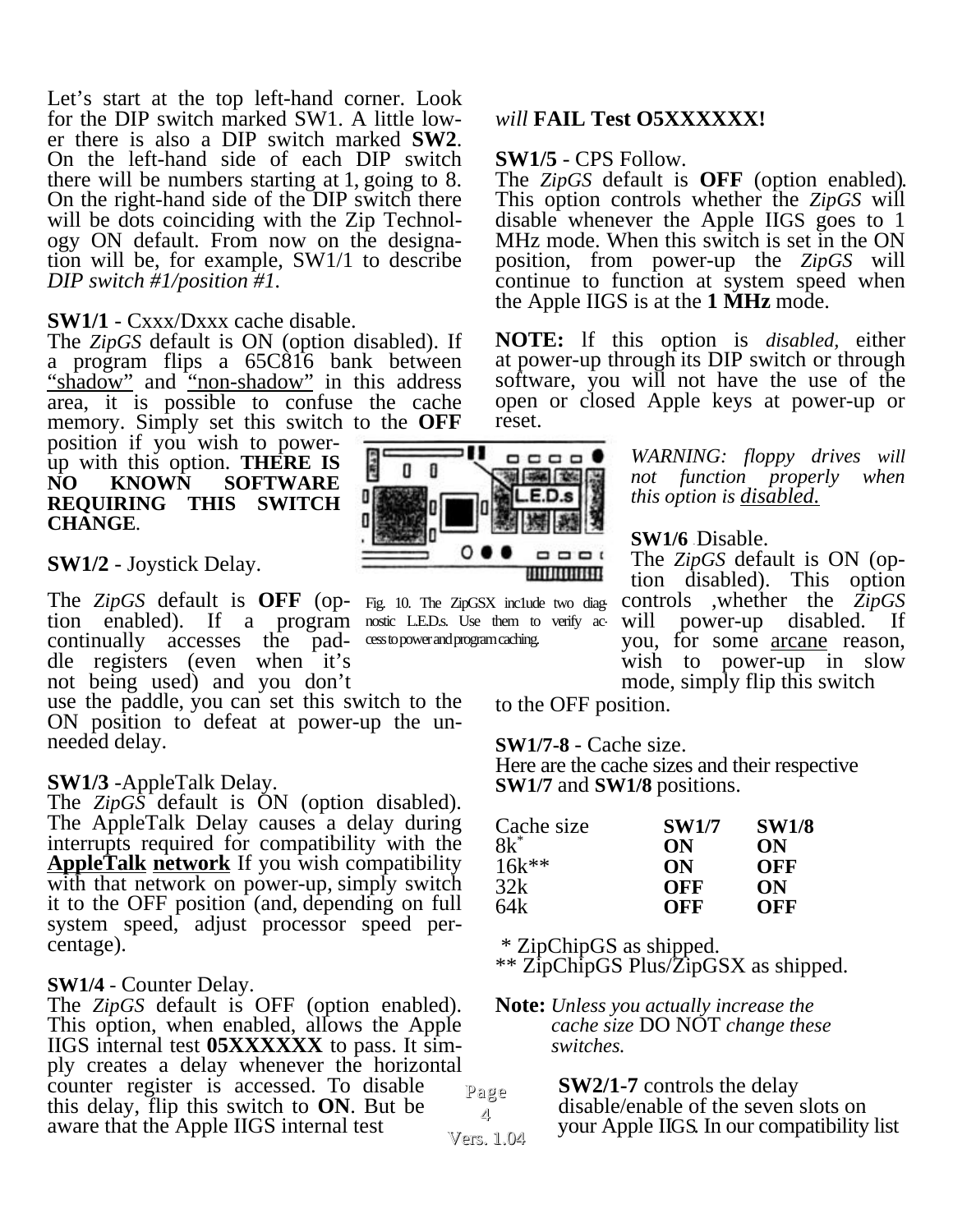Let's start at the top left-hand corner. Look for the DIP switch marked SW1. A little lower there is also a DIP switch marked **SW2**. On the left-hand side of each DIP switch there will be numbers starting at 1, going to 8. On the right-hand side of the DIP switch there will be dots coinciding with the Zip Technology ON default. From now on the designation will be, for example, SW1/1 to describe *DIP switch #1/position #1.*

**SW1/1** - Cxxx/Dxxx cache disable.
The *ZipGS* default is ON (option disabled). If a program flips a 65C816 bank between "shadow" and "non-shadow" in this address area, it is possible to confuse the cache memory. Simply set this switch to the **OFF** position if you wish to power-up with this option. **THERE IS NO KNOWN SOFTWARE REQUIRING THIS SWITCH CHANGE**.

**SW1/2** - Joystick Delay.

The *ZipGS* default is **OFF** (option enabled). If a program continually accesses the paddle registers (even when it's not being used) and you don't use the paddle, you can set this switch to the ON position to defeat at power-up the unneeded delay.

**SW1/3** -AppleTalk Delay.
The *ZipGS* default is ON (option disabled). The AppleTalk Delay causes a delay during interrupts required for compatibility with the **AppleTalk network** If you wish compatibility with that network on power-up, simply switch it to the OFF position (and, depending on full system speed, adjust processor speed percentage).

**SW1/4** - Counter Delay.
The *ZipGS* default is OFF (option enabled). This option, when enabled, allows the Apple IIGS internal test **05XXXXXX** to pass. It simply creates a delay whenever the horizontal counter register is accessed. To disable this delay, flip this switch to **ON**. But be aware that the Apple IIGS internal test *will* **FAIL Test O5XXXXXX!**

**SW1/5** - CPS Follow.
The *ZipGS* default is **OFF** (option enabled). This option controls whether the *ZipGS* will disable whenever the Apple IIGS goes to 1 MHz mode. When this switch is set in the ON position, from power-up the *ZipGS* will continue to function at system speed when the Apple IIGS is at the **1 MHz** mode.

**NOTE:** lf this option is *disabled,* either at power-up through its DIP switch or through software, you will not have the use of the open or closed Apple keys at power-up or reset.

*WARNING: floppy drives will not function properly when this option is disabled.*

Fig. 10. The ZipGSX inc1ude two diagnostic L.E.D.s. Use them to verify access to power and program caching.

**SW1/6** - Disable.
The *ZipGS* default is ON (option disabled). This option controls ,whether the *ZipGS* will power-up disabled. If you, for some arcane reason, wish to power-up in slow mode, simply flip this switch to the OFF position.

**SW1/7-8** - Cache size.
Here are the cache sizes and their respective **SW1/7** and **SW1/8** positions.

| Cache size | SW1/7 | SW1/8 |
|---|---|---|
| 8k* | **ON** | **ON** |
| 16k** | **ON** | **OFF** |
| 32k | **OFF** | **ON** |
| 64k | **OFF** | **OFF** |

\* ZipChipGS as shipped.
** ZipChipGS Plus/ZipGSX as shipped.

**Note:** *Unless you actually increase the cache size* DO NOT *change these switches.*

**SW2/1-7** controls the delay disable/enable of the seven slots on your Apple IIGS. In our compatibility list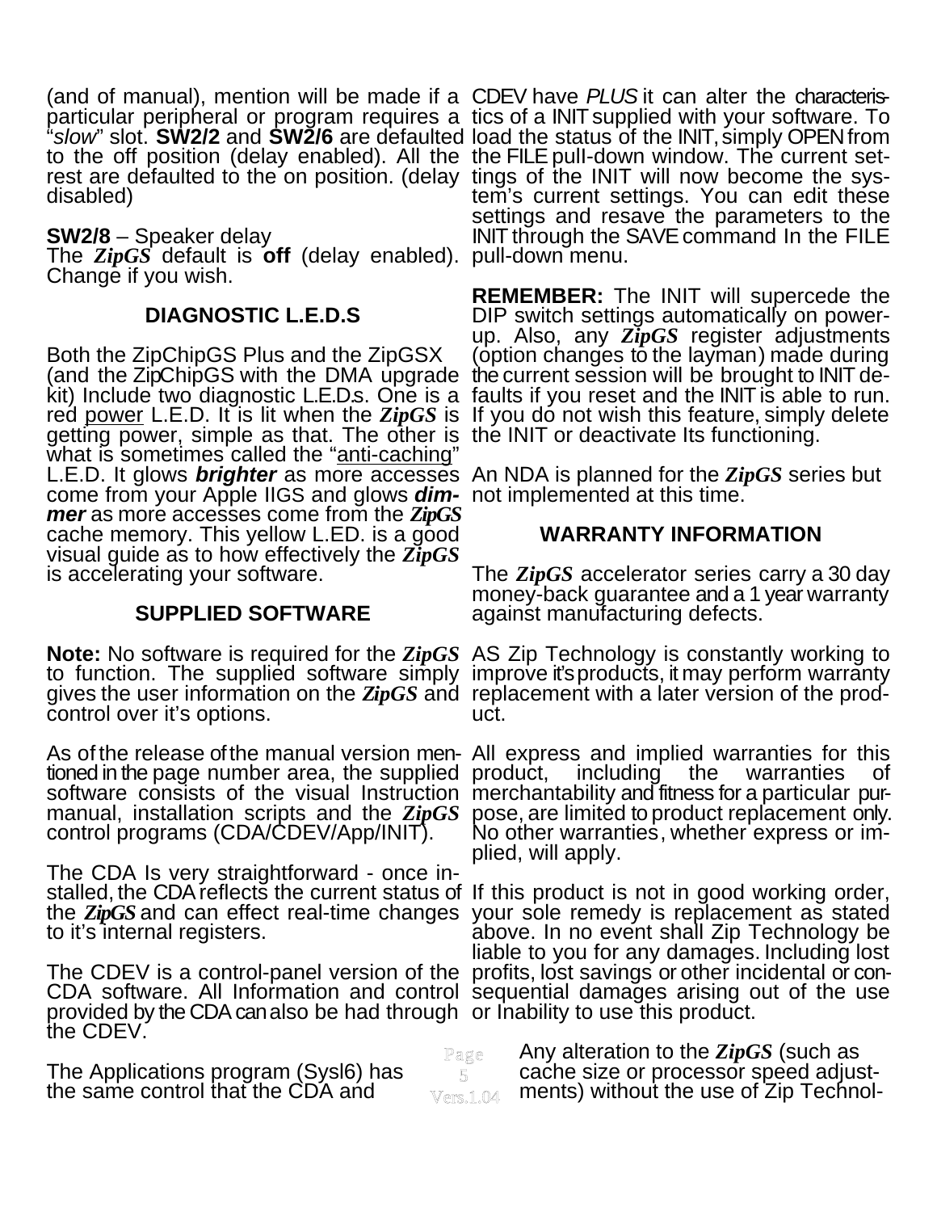(and of manual), mention will be made if a particular peripheral or program requires a "*slow*" slot. **SW2/2** and **SW2/6** are defaulted to the off position (delay enabled). All the rest are defaulted to the on position. (delay disabled)

**SW2/8** – Speaker delay
The ***ZipGS*** default is **off** (delay enabled). Change if you wish.

### DIAGNOSTIC L.E.D.S

Both the ZipChipGS Plus and the ZipGSX (and the ZipChipGS with the DMA upgrade kit) Include two diagnostic L.E.D.s. One is a red power L.E.D. It is lit when the ***ZipGS*** is getting power, simple as that. The other is what is sometimes called the "anti-caching" L.E.D. It glows ***brighter*** as more accesses come from your Apple IIGS and glows ***dimmer*** as more accesses come from the ***ZipGS*** cache memory. This yellow L.ED. is a good visual guide as to how effectively the ***ZipGS*** is accelerating your software.

### SUPPLIED SOFTWARE

**Note:** No software is required for the ***ZipGS*** to function. The supplied software simply gives the user information on the ***ZipGS*** and control over it's options.

As of the release of the manual version mentioned in the page number area, the supplied software consists of the visual Instruction manual, installation scripts and the ***ZipGS*** control programs (CDA/CDEV/App/INIT).

The CDA Is very straightforward - once installed, the CDA reflects the current status of the ***ZipGS*** and can effect real-time changes to it's internal registers.

The CDEV is a control-panel version of the CDA software. All Information and control provided by the CDA can also be had through the CDEV.

The Applications program (Sysl6) has the same control that the CDA and CDEV have *PLUS* it can alter the characteristics of a INIT supplied with your software. To load the status of the INIT, simply OPEN from the FILE pull-down window. The current settings of the INIT will now become the system's current settings. You can edit these settings and resave the parameters to the INIT through the SAVE command In the FILE pull-down menu.

**REMEMBER:** The INIT will supercede the DIP switch settings automatically on power-up. Also, any ***ZipGS*** register adjustments (option changes to the layman) made during the current session will be brought to INIT defaults if you reset and the INIT is able to run. If you do not wish this feature, simply delete the INIT or deactivate Its functioning.

An NDA is planned for the ***ZipGS*** series but not implemented at this time.

### WARRANTY INFORMATION

The ***ZipGS*** accelerator series carry a 30 day money-back guarantee and a 1 year warranty against manufacturing defects.

AS Zip Technology is constantly working to improve it's products, it may perform warranty replacement with a later version of the product.

All express and implied warranties for this product, including the warranties of merchantability and fitness for a particular purpose, are limited to product replacement only. No other warranties, whether express or implied, will apply.

If this product is not in good working order, your sole remedy is replacement as stated above. In no event shall Zip Technology be liable to you for any damages. Including lost profits, lost savings or other incidental or consequential damages arising out of the use or Inability to use this product.

Any alteration to the ***ZipGS*** (such as cache size or processor speed adjustments) without the use of Zip Technol-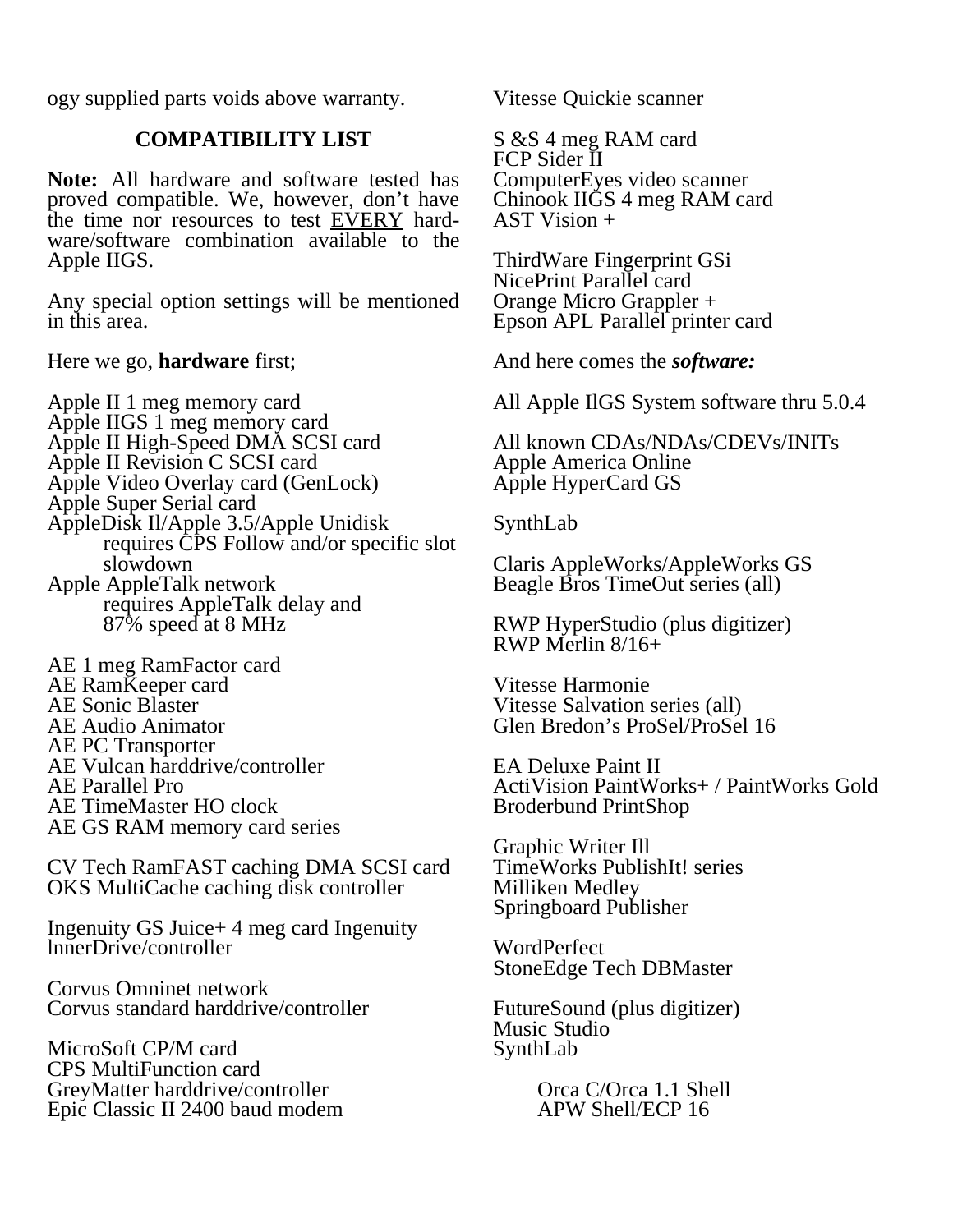ogy supplied parts voids above warranty.

## COMPATIBILITY LIST

**Note:** All hardware and software tested has proved compatible. We, however, don't have the time nor resources to test EVERY hardware/software combination available to the Apple IIGS.

Any special option settings will be mentioned in this area.

Here we go, **hardware** first;

Apple II 1 meg memory card
Apple IIGS 1 meg memory card
Apple II High-Speed DMA SCSI card
Apple II Revision C SCSI card
Apple Video Overlay card (GenLock)
Apple Super Serial card
AppleDisk Il/Apple 3.5/Apple Unidisk
  requires CPS Follow and/or specific slot slowdown
Apple AppleTalk network
  requires AppleTalk delay and 87% speed at 8 MHz

AE 1 meg RamFactor card
AE RamKeeper card
AE Sonic Blaster
AE Audio Animator
AE PC Transporter
AE Vulcan harddrive/controller
AE Parallel Pro
AE TimeMaster HO clock
AE GS RAM memory card series

CV Tech RamFAST caching DMA SCSI card
OKS MultiCache caching disk controller

Ingenuity GS Juice+ 4 meg card Ingenuity lnnerDrive/controller

Corvus Omninet network
Corvus standard harddrive/controller

MicroSoft CP/M card
CPS MultiFunction card
GreyMatter harddrive/controller
Epic Classic II 2400 baud modem

Vitesse Quickie scanner

S &S 4 meg RAM card
FCP Sider II
ComputerEyes video scanner
Chinook IIGS 4 meg RAM card
AST Vision +

ThirdWare Fingerprint GSi
NicePrint Parallel card
Orange Micro Grappler +
Epson APL Parallel printer card

And here comes the ***software:***

All Apple IlGS System software thru 5.0.4

All known CDAs/NDAs/CDEVs/INITs
Apple America Online
Apple HyperCard GS

SynthLab

Claris AppleWorks/AppleWorks GS
Beagle Bros TimeOut series (all)

RWP HyperStudio (plus digitizer)
RWP Merlin 8/16+

Vitesse Harmonie
Vitesse Salvation series (all)
Glen Bredon's ProSel/ProSel 16

EA Deluxe Paint II
ActiVision PaintWorks+ / PaintWorks Gold
Broderbund PrintShop

Graphic Writer Ill
TimeWorks PublishIt! series
Milliken Medley
Springboard Publisher

WordPerfect
StoneEdge Tech DBMaster

FutureSound (plus digitizer)
Music Studio
SynthLab

  Orca C/Orca 1.1 Shell
  APW Shell/ECP 16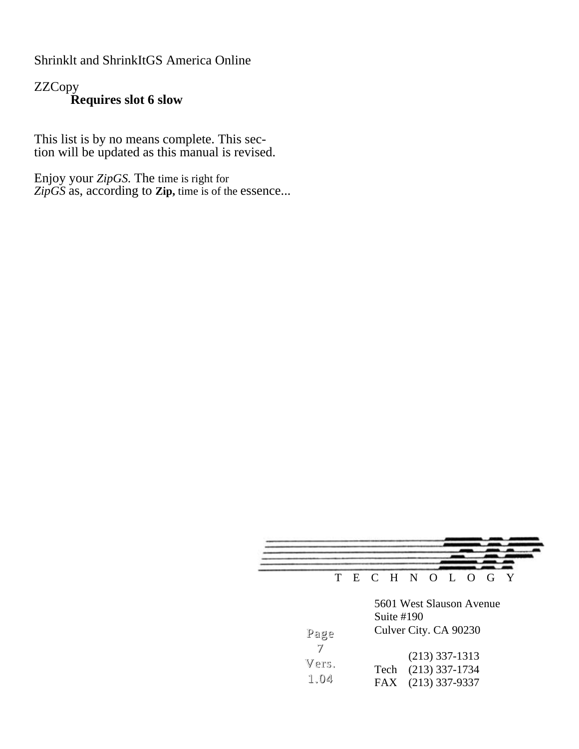Shrinklt and ShrinkItGS America Online

ZZCopy
**Requires slot 6 slow**

This list is by no means complete. This section will be updated as this manual is revised.

Enjoy your *ZipGS.* The time is right for *ZipGS* as, according to **Zip,** time is of the essence...

T E C H N O L O G Y

5601 West Slauson Avenue
Suite #190
Culver City. CA 90230

(213) 337-1313
Tech (213) 337-1734
FAX (213) 337-9337